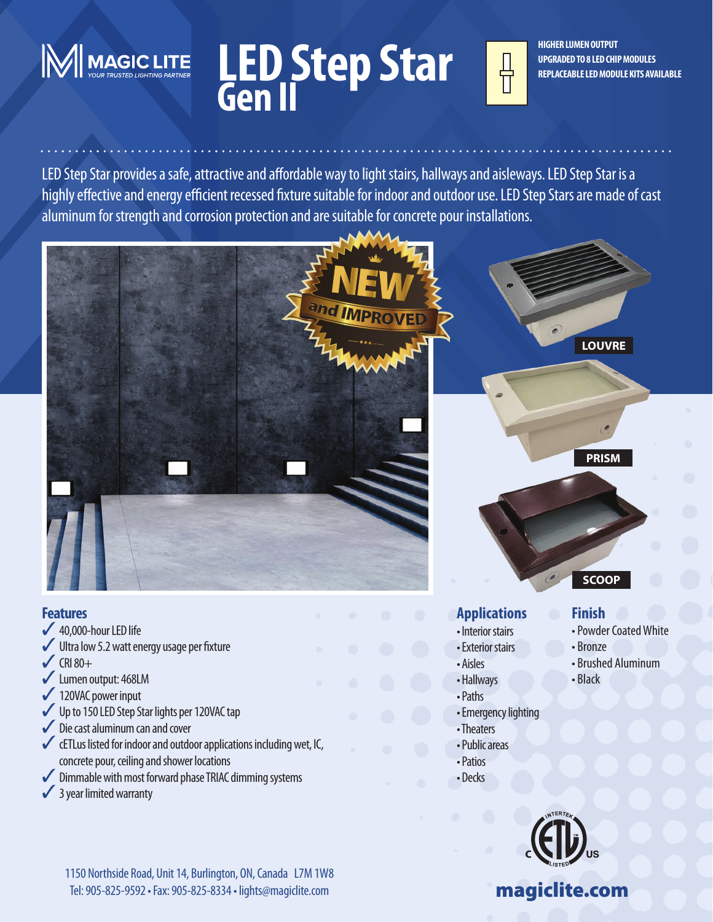MAGIC LITE
YOUR TRUSTED LIGHTING PARTNER

# LED Step Star Gen II

HIGHER LUMEN OUTPUT
UPGRADED TO 8 LED CHIP MODULES
REPLACEABLE LED MODULE KITS AVAILABLE

LED Step Star provides a safe, attractive and affordable way to light stairs, hallways and aisleways. LED Step Star is a highly effective and energy efficient recessed fixture suitable for indoor and outdoor use. LED Step Stars are made of cast aluminum for strength and corrosion protection and are suitable for concrete pour installations.

NEW and IMPROVED

LOUVRE

PRISM

SCOOP

## Features

- ✓ 40,000-hour LED life
- ✓ Ultra low 5.2 watt energy usage per fixture
- ✓ CRI 80+
- ✓ Lumen output: 468LM
- ✓ 120VAC power input
- ✓ Up to 150 LED Step Star lights per 120VAC tap
- ✓ Die cast aluminum can and cover
- ✓ cETLus listed for indoor and outdoor applications including wet, IC, concrete pour, ceiling and shower locations
- ✓ Dimmable with most forward phase TRIAC dimming systems
- ✓ 3 year limited warranty

## Applications

- Interior stairs
- Exterior stairs
- Aisles
- Hallways
- Paths
- Emergency lighting
- Theaters
- Public areas
- Patios
- Decks

## Finish

- Powder Coated White
- Bronze
- Brushed Aluminum
- Black

INTERTEK ETL LISTED C US

1150 Northside Road, Unit 14, Burlington, ON, Canada L7M 1W8
Tel: 905-825-9592 • Fax: 905-825-8334 • lights@magiclite.com

magiclite.com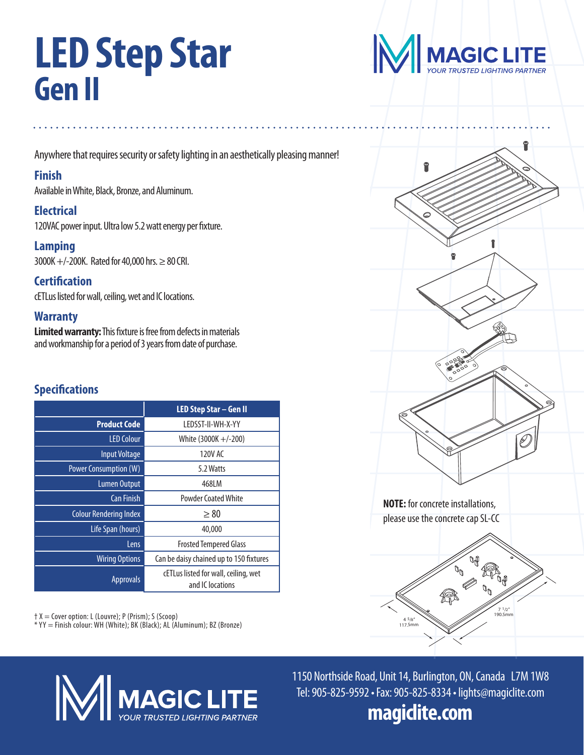# LED Step Star
## Gen II

MAGIC LITE
YOUR TRUSTED LIGHTING PARTNER

Anywhere that requires security or safety lighting in an aesthetically pleasing manner!

### Finish

Available in White, Black, Bronze, and Aluminum.

### Electrical

120VAC power input. Ultra low 5.2 watt energy per fixture.

### Lamping

3000K +/-200K. Rated for 40,000 hrs. ≥ 80 CRI.

### Certification

cETLus listed for wall, ceiling, wet and IC locations.

### Warranty

**Limited warranty:** This fixture is free from defects in materials and workmanship for a period of 3 years from date of purchase.

### Specifications

| | LED Step Star – Gen II |
|---|---|
| Product Code | LEDSST-II-WH-X-YY |
| LED Colour | White (3000K +/-200) |
| Input Voltage | 120V AC |
| Power Consumption (W) | 5.2 Watts |
| Lumen Output | 468LM |
| Can Finish | Powder Coated White |
| Colour Rendering Index | ≥ 80 |
| Life Span (hours) | 40,000 |
| Lens | Frosted Tempered Glass |
| Wiring Options | Can be daisy chained up to 150 fixtures |
| Approvals | cETLus listed for wall, ceiling, wet and IC locations |

† X = Cover option: L (Louvre); P (Prism); S (Scoop)
* YY = Finish colour: WH (White); BK (Black); AL (Aluminum); BZ (Bronze)

**NOTE:** for concrete installations, please use the concrete cap SL-CC

4 5/8"
117.5mm

7 1/2"
190.5mm

MAGIC LITE
YOUR TRUSTED LIGHTING PARTNER

1150 Northside Road, Unit 14, Burlington, ON, Canada L7M 1W8
Tel: 905-825-9592 • Fax: 905-825-8334 • lights@magiclite.com
**magiclite.com**